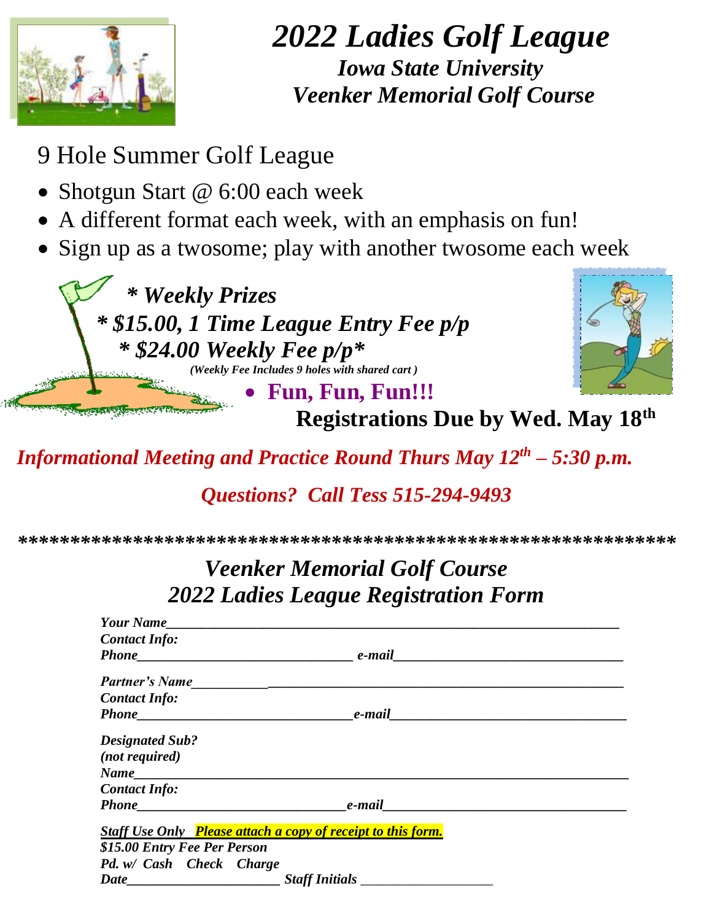# *2022 Ladies Golf League*

### *Iowa State University*

### *Veenker Memorial Golf Course*

9 Hole Summer Golf League

- Shotgun Start @ 6:00 each week
- A different format each week, with an emphasis on fun!
- Sign up as a twosome; play with another twosome each week

***\* Weekly Prizes***

***\* $15.00, 1 Time League Entry Fee p/p***

***\* $24.00 Weekly Fee p/p\****

*(Weekly Fee Includes 9 holes with shared cart )*

- **Fun, Fun, Fun!!!**

**Registrations Due by Wed. May 18th**

***Informational Meeting and Practice Round Thurs May 12th – 5:30 p.m.***

***Questions? Call Tess 515-294-9493***

*************************************************************

## *Veenker Memorial Golf Course*
## *2022 Ladies League Registration Form*

***Your Name***_______________________________________________

***Contact Info:***

***Phone***______________________ ***e-mail***____________________

***Partner's Name***___________________________________________

***Contact Info:***

***Phone***______________________ ***e-mail***____________________

***Designated Sub?***

***(not required)***

***Name***_______________________________________________

***Contact Info:***

***Phone***______________________ ***e-mail***____________________

***Staff Use Only*** ***Please attach a copy of receipt to this form.***

***$15.00 Entry Fee Per Person***

***Pd. w/ Cash Check Charge***

***Date***______________ ***Staff Initials*** ____________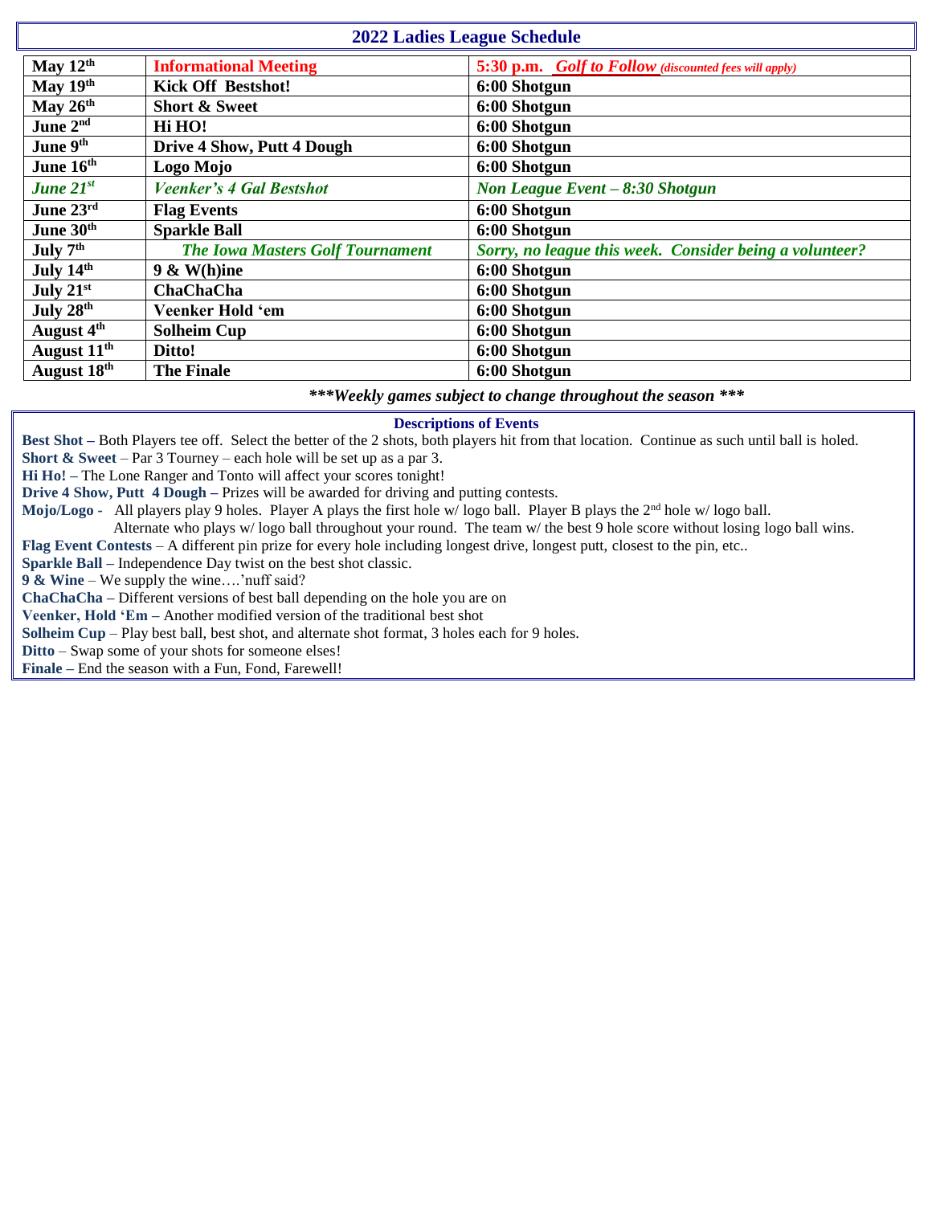# 2022 Ladies League Schedule

| | | |
|---|---|---|
| May 12th | Informational Meeting | 5:30 p.m. *Golf to Follow* *(discounted fees will apply)* |
| May 19th | Kick Off Bestshot! | 6:00 Shotgun |
| May 26th | Short & Sweet | 6:00 Shotgun |
| June 2nd | Hi HO! | 6:00 Shotgun |
| June 9th | Drive 4 Show, Putt 4 Dough | 6:00 Shotgun |
| June 16th | Logo Mojo | 6:00 Shotgun |
| *June 21st* | *Veenker's 4 Gal Bestshot* | *Non League Event – 8:30 Shotgun* |
| June 23rd | Flag Events | 6:00 Shotgun |
| June 30th | Sparkle Ball | 6:00 Shotgun |
| July 7th | *The Iowa Masters Golf Tournament* | *Sorry, no league this week. Consider being a volunteer?* |
| July 14th | 9 & W(h)ine | 6:00 Shotgun |
| July 21st | ChaChaCha | 6:00 Shotgun |
| July 28th | Veenker Hold 'em | 6:00 Shotgun |
| August 4th | Solheim Cup | 6:00 Shotgun |
| August 11th | Ditto! | 6:00 Shotgun |
| August 18th | The Finale | 6:00 Shotgun |

***\*\*\*Weekly games subject to change throughout the season \*\*\****

## Descriptions of Events

**Best Shot –** Both Players tee off. Select the better of the 2 shots, both players hit from that location. Continue as such until ball is holed.

**Short & Sweet** – Par 3 Tourney – each hole will be set up as a par 3.

**Hi Ho!** – The Lone Ranger and Tonto will affect your scores tonight!

**Drive 4 Show, Putt 4 Dough –** Prizes will be awarded for driving and putting contests.

**Mojo/Logo -** All players play 9 holes. Player A plays the first hole w/ logo ball. Player B plays the 2nd hole w/ logo ball. Alternate who plays w/ logo ball throughout your round. The team w/ the best 9 hole score without losing logo ball wins.

**Flag Event Contests** – A different pin prize for every hole including longest drive, longest putt, closest to the pin, etc..

**Sparkle Ball –** Independence Day twist on the best shot classic.

**9 & Wine** – We supply the wine….'nuff said?

**ChaChaCha** – Different versions of best ball depending on the hole you are on

**Veenker, Hold 'Em** – Another modified version of the traditional best shot

**Solheim Cup** – Play best ball, best shot, and alternate shot format, 3 holes each for 9 holes.

**Ditto** – Swap some of your shots for someone elses!

**Finale** – End the season with a Fun, Fond, Farewell!